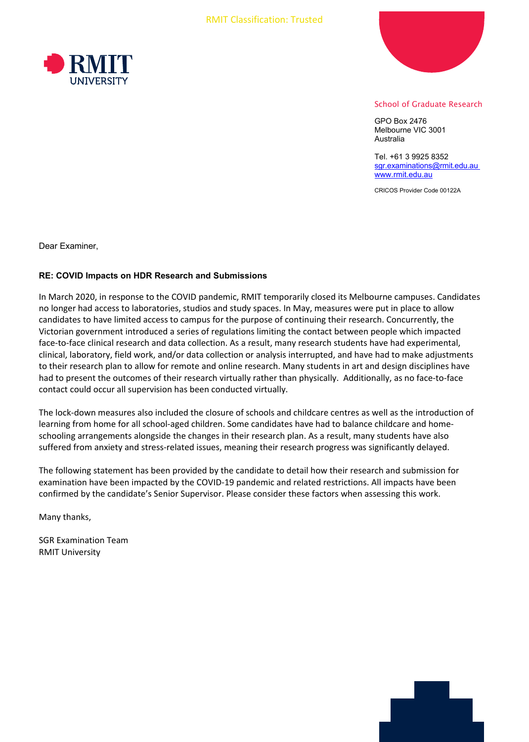RMIT Classification: Trusted

RMIT UNIVERSITY

School of Graduate Research

GPO Box 2476
Melbourne VIC 3001
Australia

Tel. +61 3 9925 8352
sgr.examinations@rmit.edu.au
www.rmit.edu.au

CRICOS Provider Code 00122A

Dear Examiner,

**RE: COVID Impacts on HDR Research and Submissions**

In March 2020, in response to the COVID pandemic, RMIT temporarily closed its Melbourne campuses. Candidates no longer had access to laboratories, studios and study spaces. In May, measures were put in place to allow candidates to have limited access to campus for the purpose of continuing their research. Concurrently, the Victorian government introduced a series of regulations limiting the contact between people which impacted face-to-face clinical research and data collection. As a result, many research students have had experimental, clinical, laboratory, field work, and/or data collection or analysis interrupted, and have had to make adjustments to their research plan to allow for remote and online research. Many students in art and design disciplines have had to present the outcomes of their research virtually rather than physically. Additionally, as no face-to-face contact could occur all supervision has been conducted virtually.

The lock-down measures also included the closure of schools and childcare centres as well as the introduction of learning from home for all school-aged children. Some candidates have had to balance childcare and home-schooling arrangements alongside the changes in their research plan. As a result, many students have also suffered from anxiety and stress-related issues, meaning their research progress was significantly delayed.

The following statement has been provided by the candidate to detail how their research and submission for examination have been impacted by the COVID-19 pandemic and related restrictions. All impacts have been confirmed by the candidate's Senior Supervisor. Please consider these factors when assessing this work.

Many thanks,

SGR Examination Team
RMIT University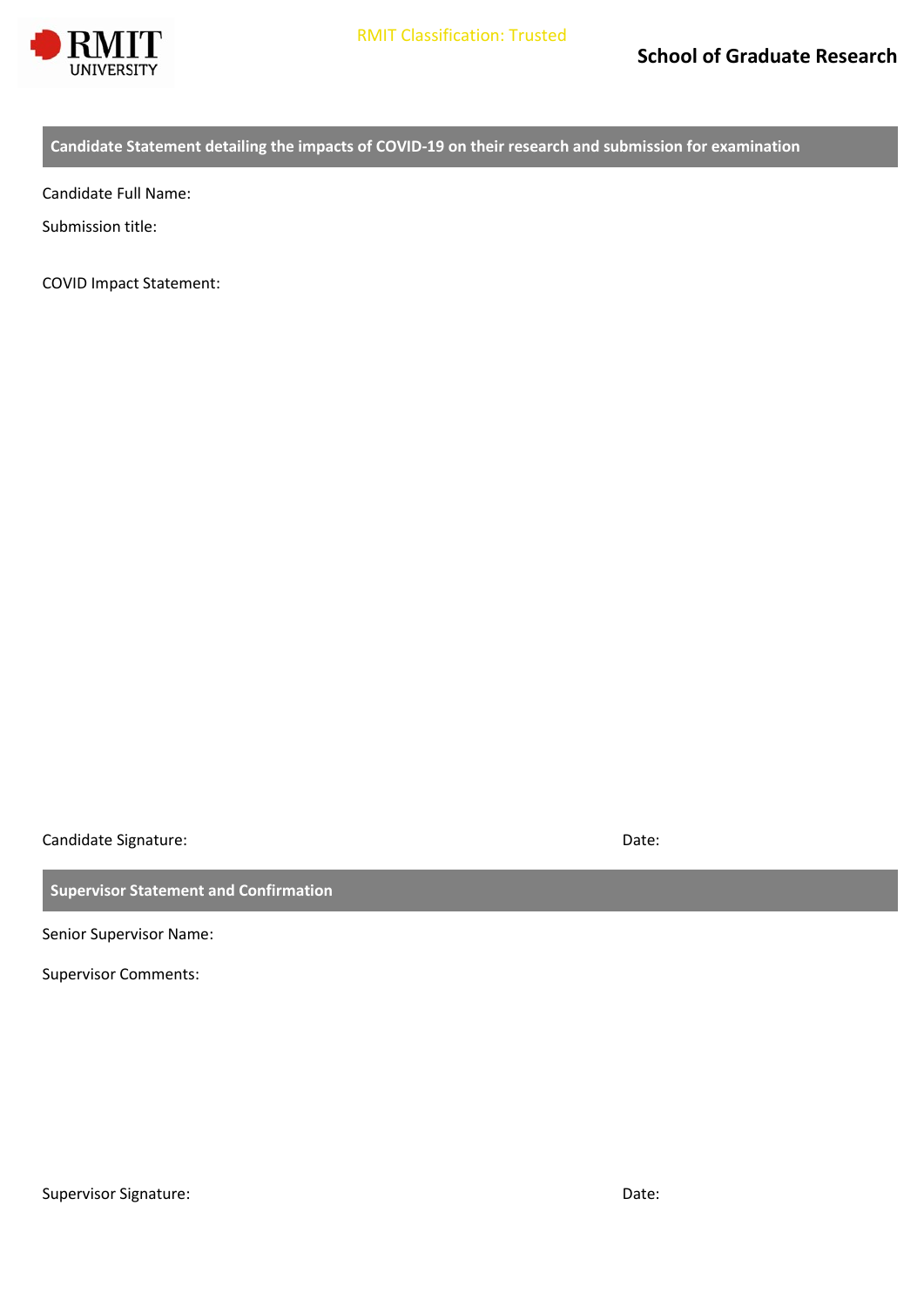RMIT Classification: Trusted

**School of Graduate Research**

## Candidate Statement detailing the impacts of COVID-19 on their research and submission for examination

Candidate Full Name:

Submission title:

COVID Impact Statement:

Candidate Signature: Date:

## Supervisor Statement and Confirmation

Senior Supervisor Name:

Supervisor Comments:

Supervisor Signature: Date: